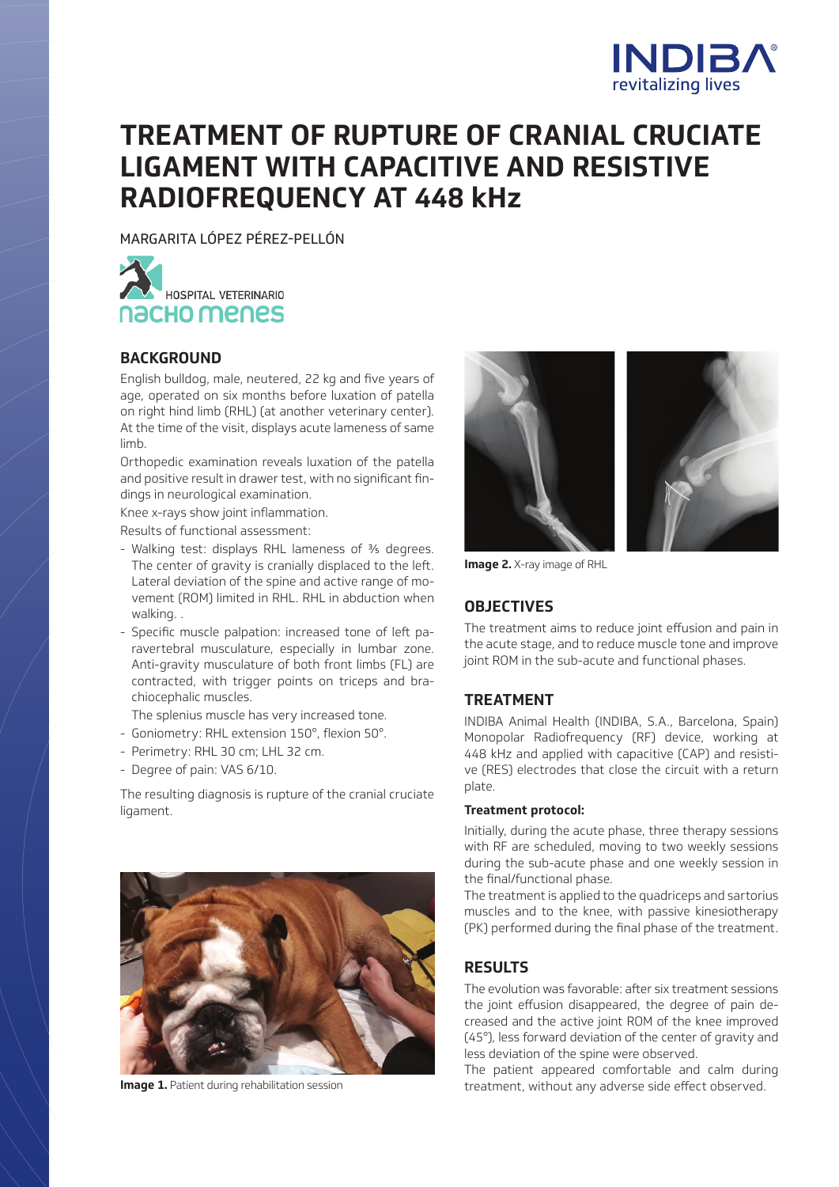# TREATMENT OF RUPTURE OF CRANIAL CRUCIATE LIGAMENT WITH CAPACITIVE AND RESISTIVE RADIOFREQUENCY AT 448 kHz

MARGARITA LÓPEZ PÉREZ-PELLÓN

HOSPITAL VETERINARIO nacho menes

## BACKGROUND

English bulldog, male, neutered, 22 kg and five years of age, operated on six months before luxation of patella on right hind limb (RHL) (at another veterinary center). At the time of the visit, displays acute lameness of same limb.

Orthopedic examination reveals luxation of the patella and positive result in drawer test, with no significant findings in neurological examination.

Knee x-rays show joint inflammation.

Results of functional assessment:

- Walking test: displays RHL lameness of 3/5 degrees. The center of gravity is cranially displaced to the left. Lateral deviation of the spine and active range of movement (ROM) limited in RHL. RHL in abduction when walking. .
- Specific muscle palpation: increased tone of left paravertebral musculature, especially in lumbar zone. Anti-gravity musculature of both front limbs (FL) are contracted, with trigger points on triceps and brachiocephalic muscles.

  The splenius muscle has very increased tone.
- Goniometry: RHL extension 150°, flexion 50°.
- Perimetry: RHL 30 cm; LHL 32 cm.
- Degree of pain: VAS 6/10.

The resulting diagnosis is rupture of the cranial cruciate ligament.

**Image 1.** Patient during rehabilitation session

**Image 2.** X-ray image of RHL

## OBJECTIVES

The treatment aims to reduce joint effusion and pain in the acute stage, and to reduce muscle tone and improve joint ROM in the sub-acute and functional phases.

## TREATMENT

INDIBA Animal Health (INDIBA, S.A., Barcelona, Spain) Monopolar Radiofrequency (RF) device, working at 448 kHz and applied with capacitive (CAP) and resistive (RES) electrodes that close the circuit with a return plate.

**Treatment protocol:**

Initially, during the acute phase, three therapy sessions with RF are scheduled, moving to two weekly sessions during the sub-acute phase and one weekly session in the final/functional phase.

The treatment is applied to the quadriceps and sartorius muscles and to the knee, with passive kinesiotherapy (PK) performed during the final phase of the treatment.

## RESULTS

The evolution was favorable: after six treatment sessions the joint effusion disappeared, the degree of pain decreased and the active joint ROM of the knee improved (45°), less forward deviation of the center of gravity and less deviation of the spine were observed.

The patient appeared comfortable and calm during treatment, without any adverse side effect observed.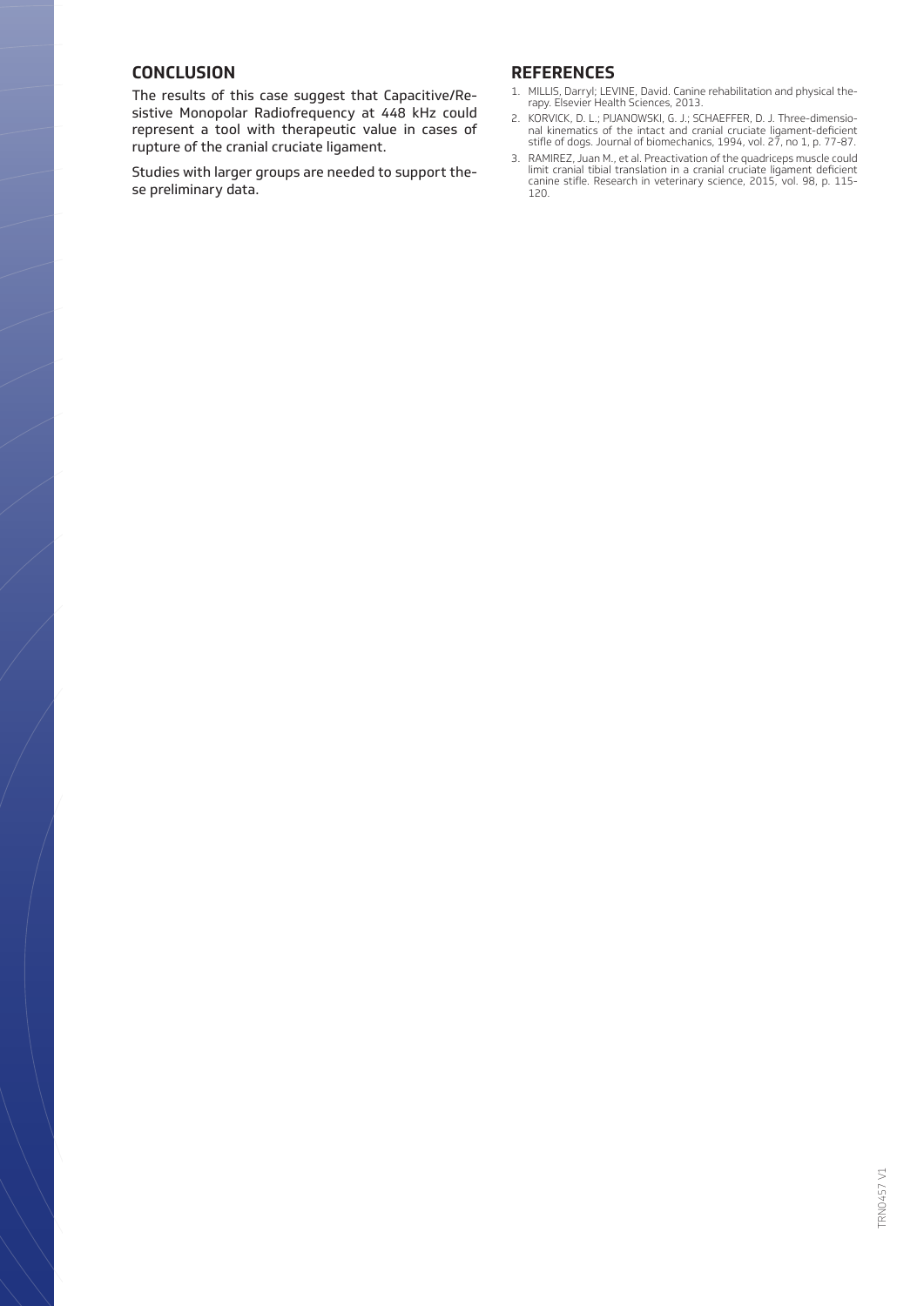## CONCLUSION

The results of this case suggest that Capacitive/Resistive Monopolar Radiofrequency at 448 kHz could represent a tool with therapeutic value in cases of rupture of the cranial cruciate ligament.

Studies with larger groups are needed to support these preliminary data.

## REFERENCES

1. MILLIS, Darryl; LEVINE, David. Canine rehabilitation and physical therapy. Elsevier Health Sciences, 2013.
2. KORVICK, D. L.; PIJANOWSKI, G. J.; SCHAEFFER, D. J. Three-dimensional kinematics of the intact and cranial cruciate ligament-deficient stifle of dogs. Journal of biomechanics, 1994, vol. 27, no 1, p. 77-87.
3. RAMIREZ, Juan M., et al. Preactivation of the quadriceps muscle could limit cranial tibial translation in a cranial cruciate ligament deficient canine stifle. Research in veterinary science, 2015, vol. 98, p. 115-120.

TRN0457 V1